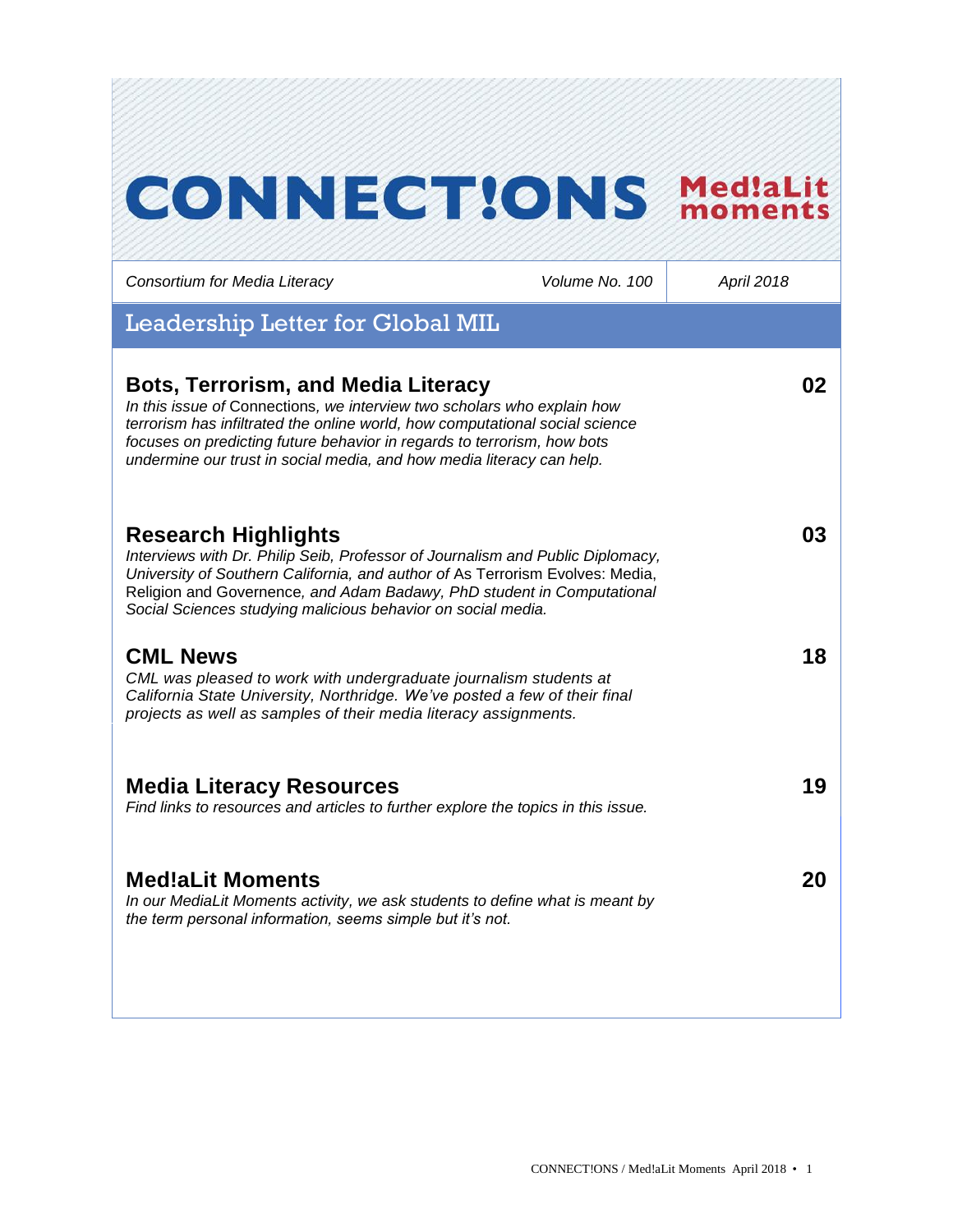# CONNECT!ONS Med!aLit moments

*Consortium for Media Literacy* | *Volume No. 100* | *April 2018*

## Leadership Letter for Global MIL

### Bots, Terrorism, and Media Literacy — 02

*In this issue of* Connections*, we interview two scholars who explain how terrorism has infiltrated the online world, how computational social science focuses on predicting future behavior in regards to terrorism, how bots undermine our trust in social media, and how media literacy can help.*

### Research Highlights — 03

*Interviews with Dr. Philip Seib, Professor of Journalism and Public Diplomacy, University of Southern California, and author of* As Terrorism Evolves: Media, Religion and Governence*, and Adam Badawy, PhD student in Computational Social Sciences studying malicious behavior on social media.*

### CML News — 18

*CML was pleased to work with undergraduate journalism students at California State University, Northridge. We've posted a few of their final projects as well as samples of their media literacy assignments.*

### Media Literacy Resources — 19

*Find links to resources and articles to further explore the topics in this issue.*

### Med!aLit Moments — 20

*In our MediaLit Moments activity, we ask students to define what is meant by the term personal information, seems simple but it's not.*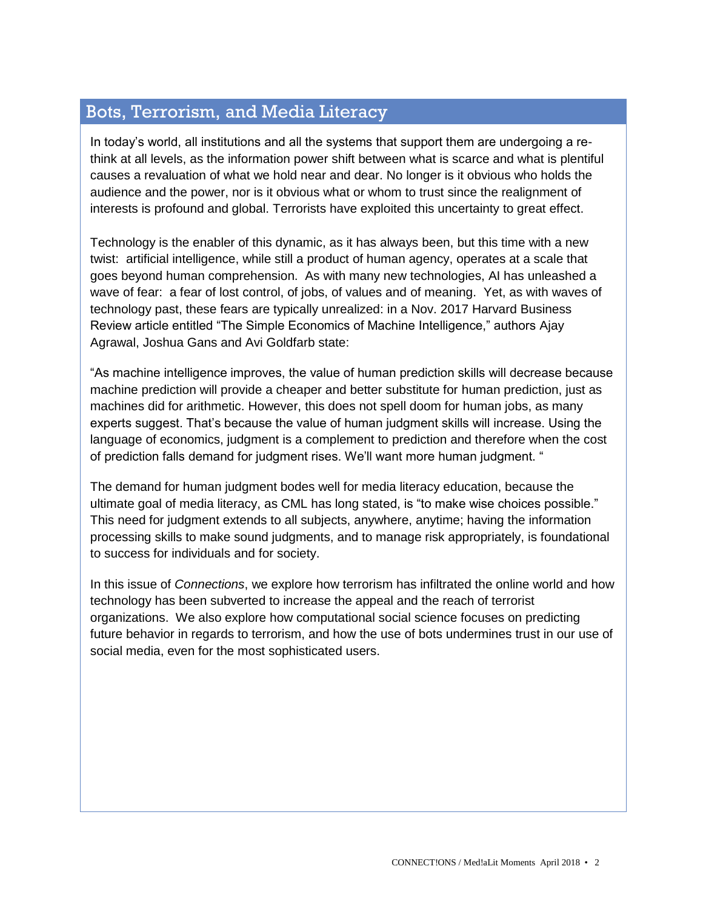## Bots, Terrorism, and Media Literacy

In today's world, all institutions and all the systems that support them are undergoing a re-think at all levels, as the information power shift between what is scarce and what is plentiful causes a revaluation of what we hold near and dear. No longer is it obvious who holds the audience and the power, nor is it obvious what or whom to trust since the realignment of interests is profound and global. Terrorists have exploited this uncertainty to great effect.

Technology is the enabler of this dynamic, as it has always been, but this time with a new twist: artificial intelligence, while still a product of human agency, operates at a scale that goes beyond human comprehension. As with many new technologies, AI has unleashed a wave of fear: a fear of lost control, of jobs, of values and of meaning. Yet, as with waves of technology past, these fears are typically unrealized: in a Nov. 2017 Harvard Business Review article entitled "The Simple Economics of Machine Intelligence," authors Ajay Agrawal, Joshua Gans and Avi Goldfarb state:

"As machine intelligence improves, the value of human prediction skills will decrease because machine prediction will provide a cheaper and better substitute for human prediction, just as machines did for arithmetic. However, this does not spell doom for human jobs, as many experts suggest. That's because the value of human judgment skills will increase. Using the language of economics, judgment is a complement to prediction and therefore when the cost of prediction falls demand for judgment rises. We'll want more human judgment. "

The demand for human judgment bodes well for media literacy education, because the ultimate goal of media literacy, as CML has long stated, is "to make wise choices possible." This need for judgment extends to all subjects, anywhere, anytime; having the information processing skills to make sound judgments, and to manage risk appropriately, is foundational to success for individuals and for society.

In this issue of *Connections*, we explore how terrorism has infiltrated the online world and how technology has been subverted to increase the appeal and the reach of terrorist organizations. We also explore how computational social science focuses on predicting future behavior in regards to terrorism, and how the use of bots undermines trust in our use of social media, even for the most sophisticated users.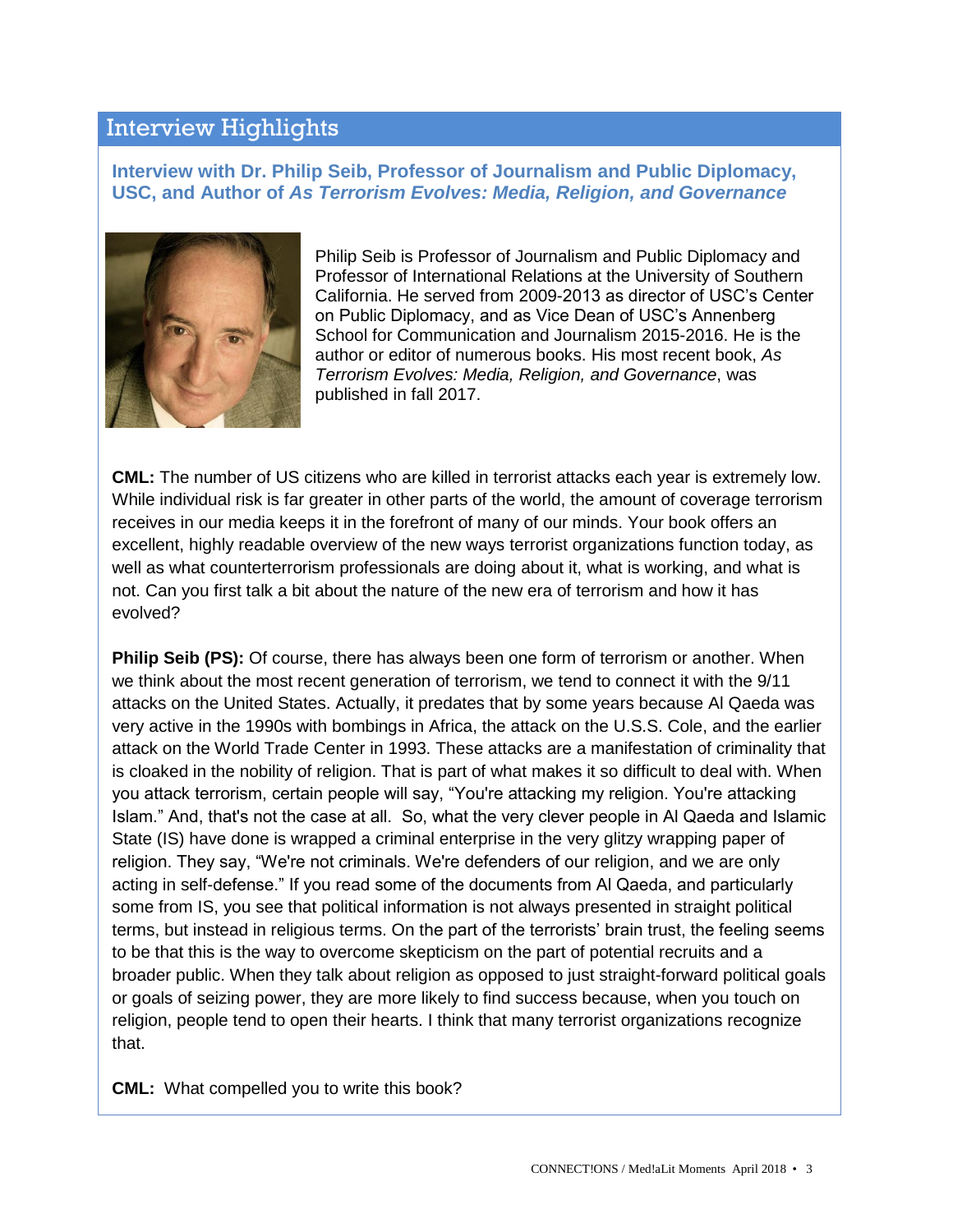## Interview Highlights

### Interview with Dr. Philip Seib, Professor of Journalism and Public Diplomacy, USC, and Author of *As Terrorism Evolves: Media, Religion, and Governance*

Philip Seib is Professor of Journalism and Public Diplomacy and Professor of International Relations at the University of Southern California. He served from 2009-2013 as director of USC's Center on Public Diplomacy, and as Vice Dean of USC's Annenberg School for Communication and Journalism 2015-2016. He is the author or editor of numerous books. His most recent book, *As Terrorism Evolves: Media, Religion, and Governance*, was published in fall 2017.

**CML:** The number of US citizens who are killed in terrorist attacks each year is extremely low. While individual risk is far greater in other parts of the world, the amount of coverage terrorism receives in our media keeps it in the forefront of many of our minds. Your book offers an excellent, highly readable overview of the new ways terrorist organizations function today, as well as what counterterrorism professionals are doing about it, what is working, and what is not. Can you first talk a bit about the nature of the new era of terrorism and how it has evolved?

**Philip Seib (PS):** Of course, there has always been one form of terrorism or another. When we think about the most recent generation of terrorism, we tend to connect it with the 9/11 attacks on the United States. Actually, it predates that by some years because Al Qaeda was very active in the 1990s with bombings in Africa, the attack on the U.S.S. Cole, and the earlier attack on the World Trade Center in 1993. These attacks are a manifestation of criminality that is cloaked in the nobility of religion. That is part of what makes it so difficult to deal with. When you attack terrorism, certain people will say, "You're attacking my religion. You're attacking Islam." And, that's not the case at all. So, what the very clever people in Al Qaeda and Islamic State (IS) have done is wrapped a criminal enterprise in the very glitzy wrapping paper of religion. They say, "We're not criminals. We're defenders of our religion, and we are only acting in self-defense." If you read some of the documents from Al Qaeda, and particularly some from IS, you see that political information is not always presented in straight political terms, but instead in religious terms. On the part of the terrorists' brain trust, the feeling seems to be that this is the way to overcome skepticism on the part of potential recruits and a broader public. When they talk about religion as opposed to just straight-forward political goals or goals of seizing power, they are more likely to find success because, when you touch on religion, people tend to open their hearts. I think that many terrorist organizations recognize that.

**CML:** What compelled you to write this book?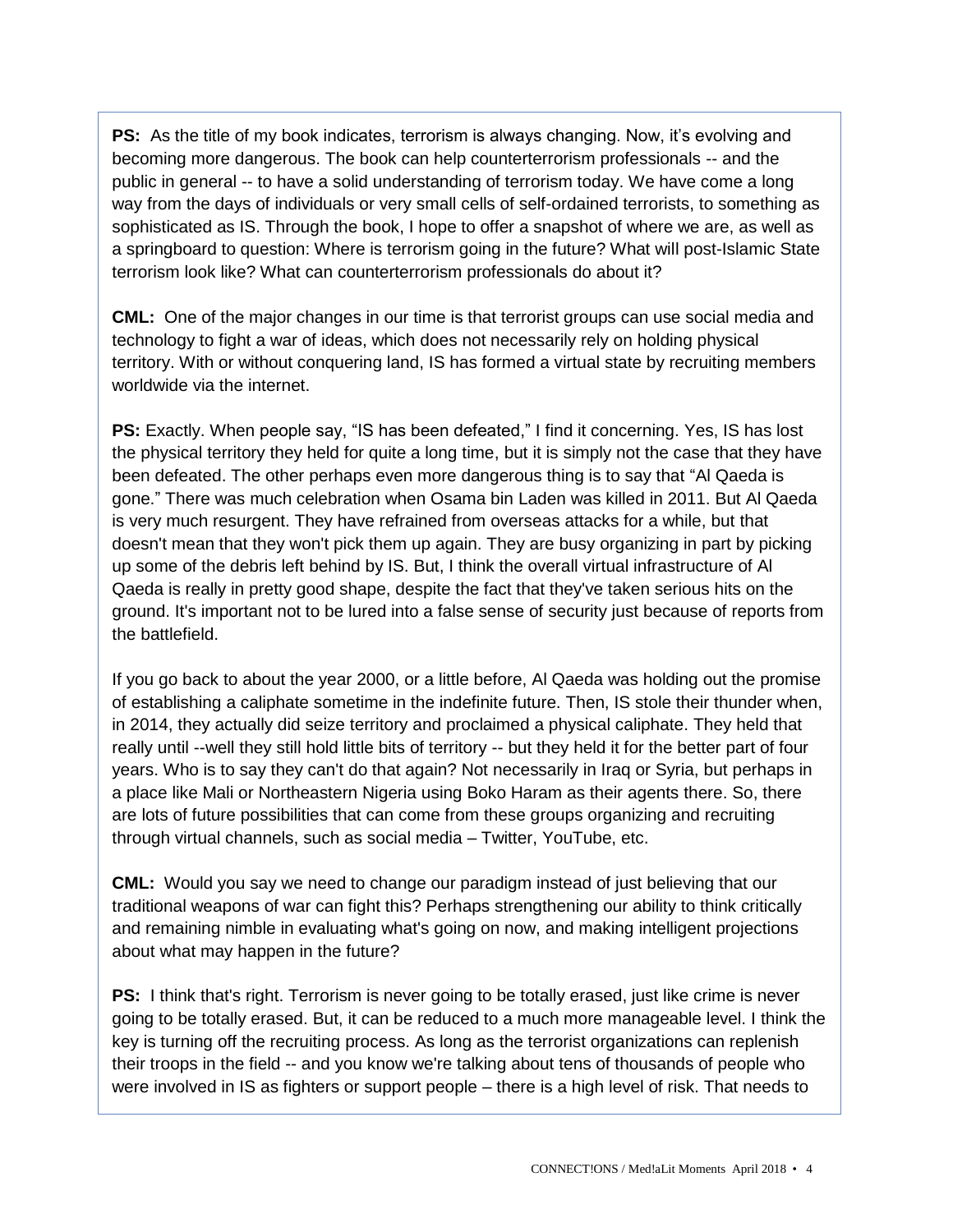**PS:** As the title of my book indicates, terrorism is always changing. Now, it's evolving and becoming more dangerous. The book can help counterterrorism professionals -- and the public in general -- to have a solid understanding of terrorism today. We have come a long way from the days of individuals or very small cells of self-ordained terrorists, to something as sophisticated as IS. Through the book, I hope to offer a snapshot of where we are, as well as a springboard to question: Where is terrorism going in the future? What will post-Islamic State terrorism look like? What can counterterrorism professionals do about it?

**CML:** One of the major changes in our time is that terrorist groups can use social media and technology to fight a war of ideas, which does not necessarily rely on holding physical territory. With or without conquering land, IS has formed a virtual state by recruiting members worldwide via the internet.

**PS:** Exactly. When people say, "IS has been defeated," I find it concerning. Yes, IS has lost the physical territory they held for quite a long time, but it is simply not the case that they have been defeated. The other perhaps even more dangerous thing is to say that "Al Qaeda is gone." There was much celebration when Osama bin Laden was killed in 2011. But Al Qaeda is very much resurgent. They have refrained from overseas attacks for a while, but that doesn't mean that they won't pick them up again. They are busy organizing in part by picking up some of the debris left behind by IS. But, I think the overall virtual infrastructure of Al Qaeda is really in pretty good shape, despite the fact that they've taken serious hits on the ground. It's important not to be lured into a false sense of security just because of reports from the battlefield.

If you go back to about the year 2000, or a little before, Al Qaeda was holding out the promise of establishing a caliphate sometime in the indefinite future. Then, IS stole their thunder when, in 2014, they actually did seize territory and proclaimed a physical caliphate. They held that really until --well they still hold little bits of territory -- but they held it for the better part of four years. Who is to say they can't do that again? Not necessarily in Iraq or Syria, but perhaps in a place like Mali or Northeastern Nigeria using Boko Haram as their agents there. So, there are lots of future possibilities that can come from these groups organizing and recruiting through virtual channels, such as social media – Twitter, YouTube, etc.

**CML:** Would you say we need to change our paradigm instead of just believing that our traditional weapons of war can fight this? Perhaps strengthening our ability to think critically and remaining nimble in evaluating what's going on now, and making intelligent projections about what may happen in the future?

**PS:** I think that's right. Terrorism is never going to be totally erased, just like crime is never going to be totally erased. But, it can be reduced to a much more manageable level. I think the key is turning off the recruiting process. As long as the terrorist organizations can replenish their troops in the field -- and you know we're talking about tens of thousands of people who were involved in IS as fighters or support people – there is a high level of risk. That needs to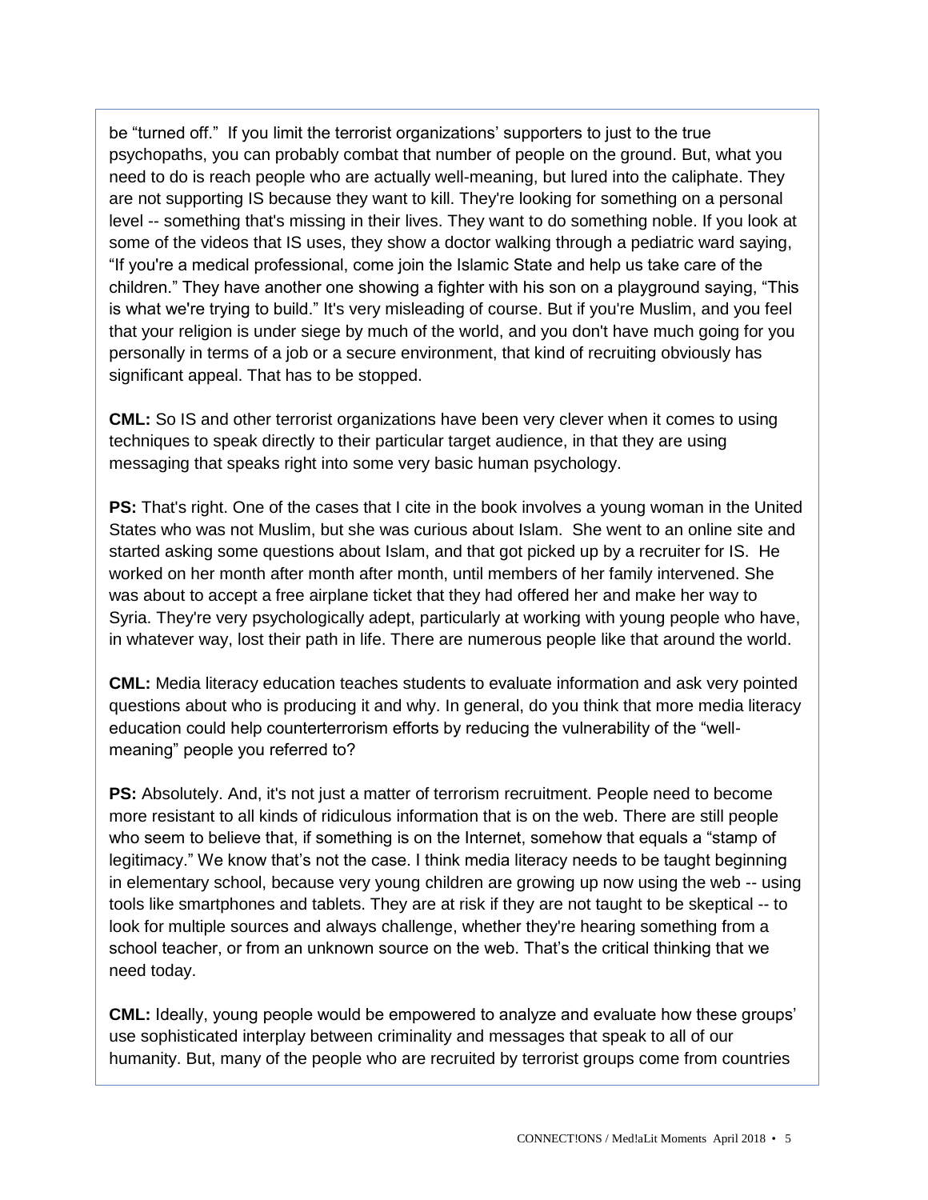be "turned off." If you limit the terrorist organizations' supporters to just to the true psychopaths, you can probably combat that number of people on the ground. But, what you need to do is reach people who are actually well-meaning, but lured into the caliphate. They are not supporting IS because they want to kill. They're looking for something on a personal level -- something that's missing in their lives. They want to do something noble. If you look at some of the videos that IS uses, they show a doctor walking through a pediatric ward saying, "If you're a medical professional, come join the Islamic State and help us take care of the children." They have another one showing a fighter with his son on a playground saying, "This is what we're trying to build." It's very misleading of course. But if you're Muslim, and you feel that your religion is under siege by much of the world, and you don't have much going for you personally in terms of a job or a secure environment, that kind of recruiting obviously has significant appeal. That has to be stopped.

**CML:** So IS and other terrorist organizations have been very clever when it comes to using techniques to speak directly to their particular target audience, in that they are using messaging that speaks right into some very basic human psychology.

**PS:** That's right. One of the cases that I cite in the book involves a young woman in the United States who was not Muslim, but she was curious about Islam. She went to an online site and started asking some questions about Islam, and that got picked up by a recruiter for IS. He worked on her month after month after month, until members of her family intervened. She was about to accept a free airplane ticket that they had offered her and make her way to Syria. They're very psychologically adept, particularly at working with young people who have, in whatever way, lost their path in life. There are numerous people like that around the world.

**CML:** Media literacy education teaches students to evaluate information and ask very pointed questions about who is producing it and why. In general, do you think that more media literacy education could help counterterrorism efforts by reducing the vulnerability of the "well-meaning" people you referred to?

**PS:** Absolutely. And, it's not just a matter of terrorism recruitment. People need to become more resistant to all kinds of ridiculous information that is on the web. There are still people who seem to believe that, if something is on the Internet, somehow that equals a "stamp of legitimacy." We know that's not the case. I think media literacy needs to be taught beginning in elementary school, because very young children are growing up now using the web -- using tools like smartphones and tablets. They are at risk if they are not taught to be skeptical -- to look for multiple sources and always challenge, whether they're hearing something from a school teacher, or from an unknown source on the web. That's the critical thinking that we need today.

**CML:** Ideally, young people would be empowered to analyze and evaluate how these groups' use sophisticated interplay between criminality and messages that speak to all of our humanity. But, many of the people who are recruited by terrorist groups come from countries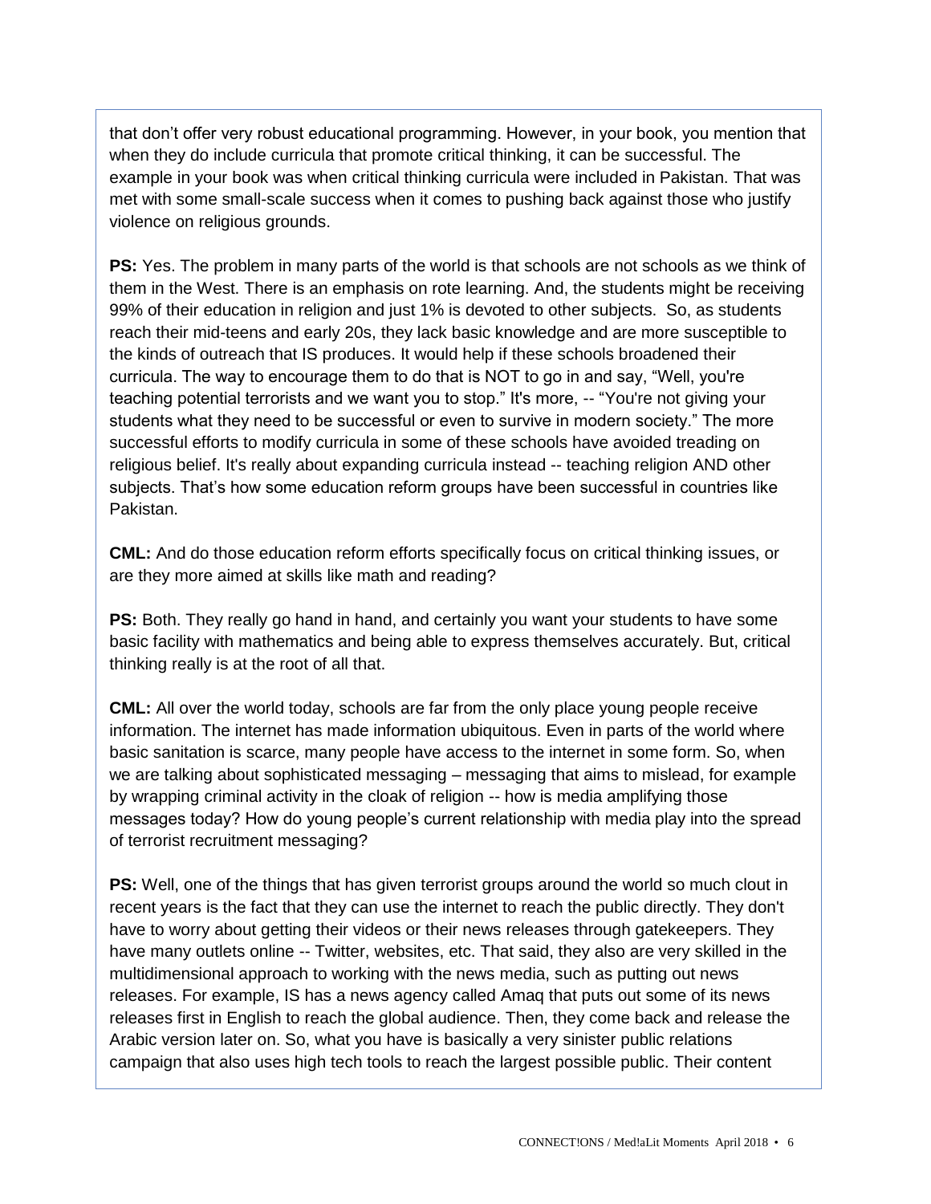that don't offer very robust educational programming. However, in your book, you mention that when they do include curricula that promote critical thinking, it can be successful. The example in your book was when critical thinking curricula were included in Pakistan. That was met with some small-scale success when it comes to pushing back against those who justify violence on religious grounds.

**PS:** Yes. The problem in many parts of the world is that schools are not schools as we think of them in the West. There is an emphasis on rote learning. And, the students might be receiving 99% of their education in religion and just 1% is devoted to other subjects. So, as students reach their mid-teens and early 20s, they lack basic knowledge and are more susceptible to the kinds of outreach that IS produces. It would help if these schools broadened their curricula. The way to encourage them to do that is NOT to go in and say, "Well, you're teaching potential terrorists and we want you to stop." It's more, -- "You're not giving your students what they need to be successful or even to survive in modern society." The more successful efforts to modify curricula in some of these schools have avoided treading on religious belief. It's really about expanding curricula instead -- teaching religion AND other subjects. That's how some education reform groups have been successful in countries like Pakistan.

**CML:** And do those education reform efforts specifically focus on critical thinking issues, or are they more aimed at skills like math and reading?

**PS:** Both. They really go hand in hand, and certainly you want your students to have some basic facility with mathematics and being able to express themselves accurately. But, critical thinking really is at the root of all that.

**CML:** All over the world today, schools are far from the only place young people receive information. The internet has made information ubiquitous. Even in parts of the world where basic sanitation is scarce, many people have access to the internet in some form. So, when we are talking about sophisticated messaging – messaging that aims to mislead, for example by wrapping criminal activity in the cloak of religion -- how is media amplifying those messages today? How do young people's current relationship with media play into the spread of terrorist recruitment messaging?

**PS:** Well, one of the things that has given terrorist groups around the world so much clout in recent years is the fact that they can use the internet to reach the public directly. They don't have to worry about getting their videos or their news releases through gatekeepers. They have many outlets online -- Twitter, websites, etc. That said, they also are very skilled in the multidimensional approach to working with the news media, such as putting out news releases. For example, IS has a news agency called Amaq that puts out some of its news releases first in English to reach the global audience. Then, they come back and release the Arabic version later on. So, what you have is basically a very sinister public relations campaign that also uses high tech tools to reach the largest possible public. Their content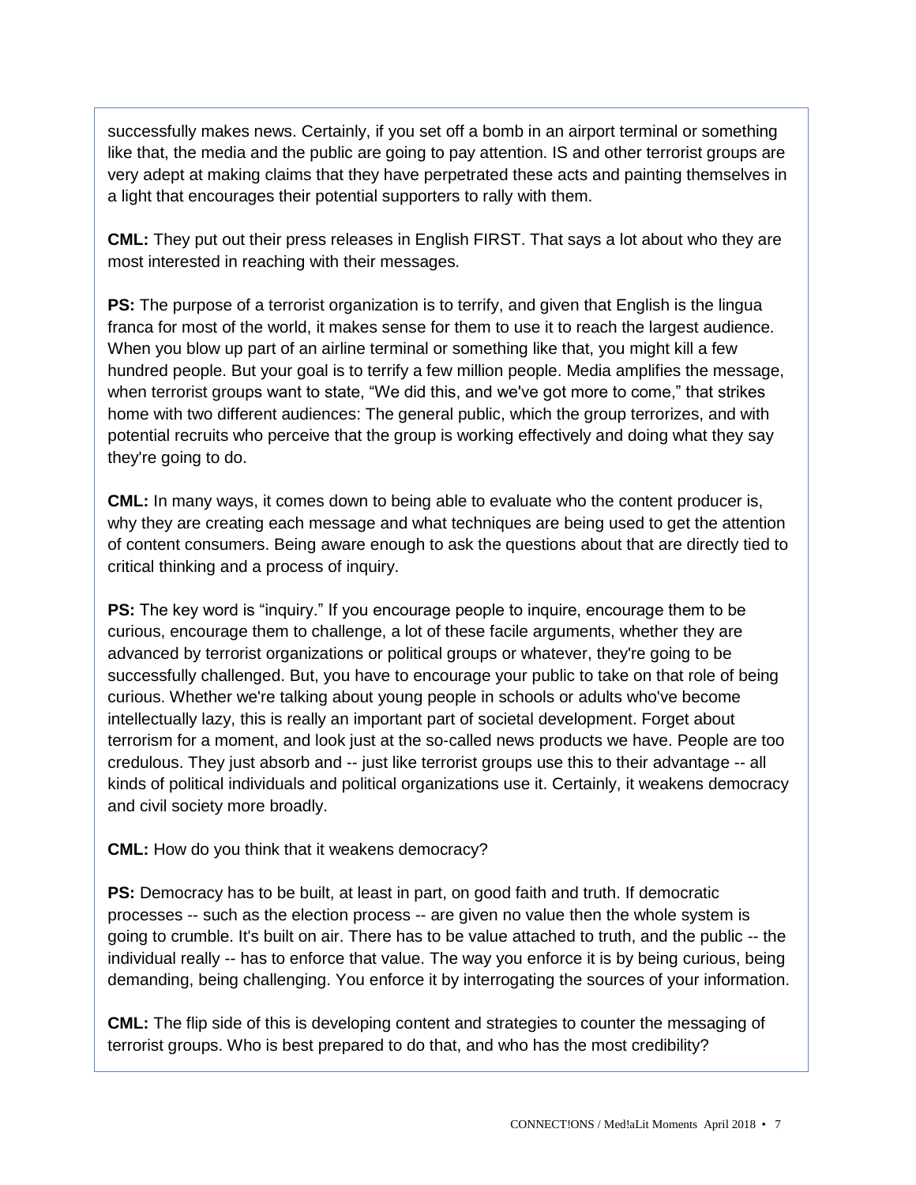successfully makes news. Certainly, if you set off a bomb in an airport terminal or something like that, the media and the public are going to pay attention. IS and other terrorist groups are very adept at making claims that they have perpetrated these acts and painting themselves in a light that encourages their potential supporters to rally with them.

**CML:** They put out their press releases in English FIRST. That says a lot about who they are most interested in reaching with their messages.

**PS:** The purpose of a terrorist organization is to terrify, and given that English is the lingua franca for most of the world, it makes sense for them to use it to reach the largest audience. When you blow up part of an airline terminal or something like that, you might kill a few hundred people. But your goal is to terrify a few million people. Media amplifies the message, when terrorist groups want to state, "We did this, and we've got more to come," that strikes home with two different audiences: The general public, which the group terrorizes, and with potential recruits who perceive that the group is working effectively and doing what they say they're going to do.

**CML:** In many ways, it comes down to being able to evaluate who the content producer is, why they are creating each message and what techniques are being used to get the attention of content consumers. Being aware enough to ask the questions about that are directly tied to critical thinking and a process of inquiry.

**PS:** The key word is "inquiry." If you encourage people to inquire, encourage them to be curious, encourage them to challenge, a lot of these facile arguments, whether they are advanced by terrorist organizations or political groups or whatever, they're going to be successfully challenged. But, you have to encourage your public to take on that role of being curious. Whether we're talking about young people in schools or adults who've become intellectually lazy, this is really an important part of societal development. Forget about terrorism for a moment, and look just at the so-called news products we have. People are too credulous. They just absorb and -- just like terrorist groups use this to their advantage -- all kinds of political individuals and political organizations use it. Certainly, it weakens democracy and civil society more broadly.

**CML:** How do you think that it weakens democracy?

**PS:** Democracy has to be built, at least in part, on good faith and truth. If democratic processes -- such as the election process -- are given no value then the whole system is going to crumble. It's built on air. There has to be value attached to truth, and the public -- the individual really -- has to enforce that value. The way you enforce it is by being curious, being demanding, being challenging. You enforce it by interrogating the sources of your information.

**CML:** The flip side of this is developing content and strategies to counter the messaging of terrorist groups. Who is best prepared to do that, and who has the most credibility?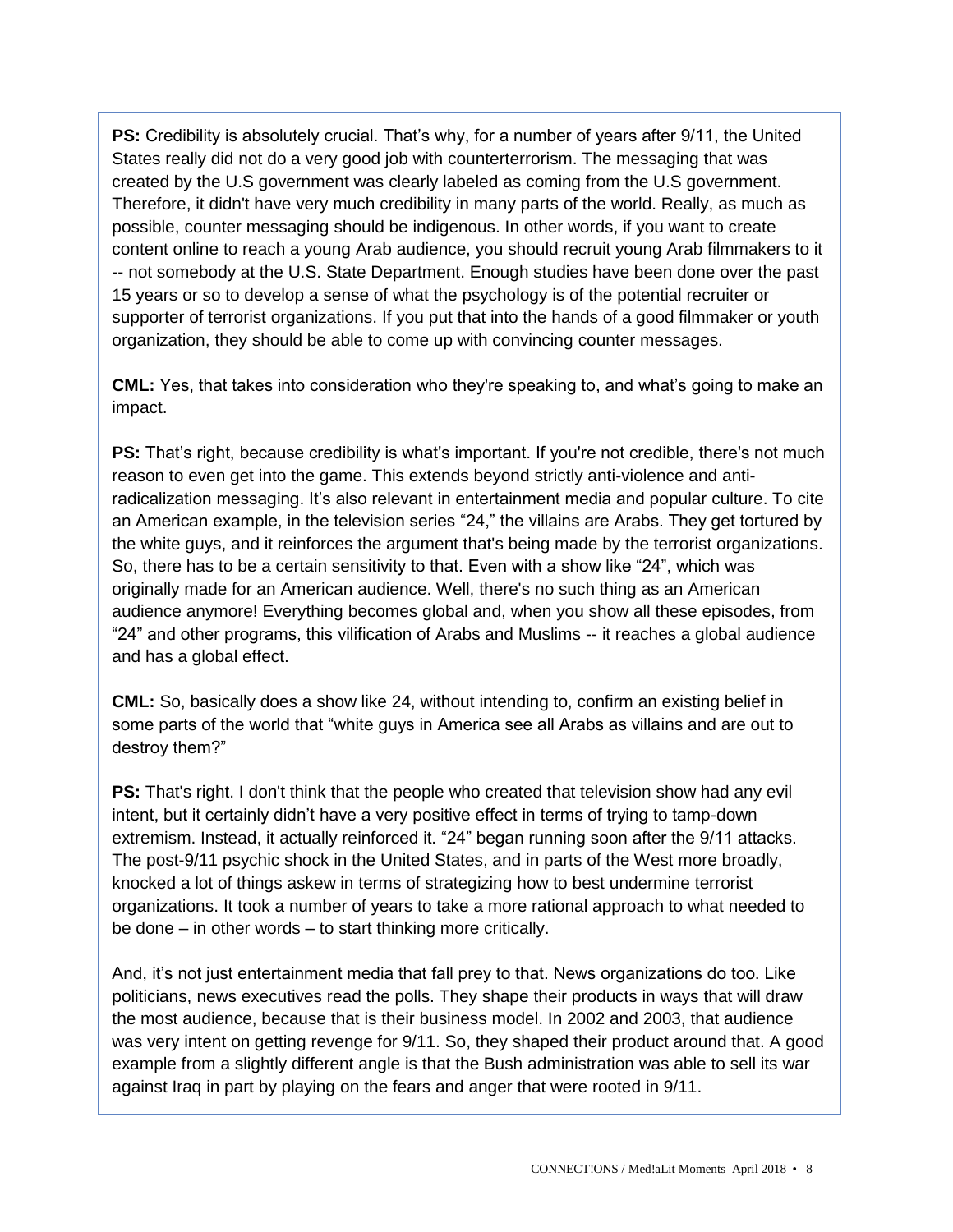**PS:** Credibility is absolutely crucial. That's why, for a number of years after 9/11, the United States really did not do a very good job with counterterrorism. The messaging that was created by the U.S government was clearly labeled as coming from the U.S government. Therefore, it didn't have very much credibility in many parts of the world. Really, as much as possible, counter messaging should be indigenous. In other words, if you want to create content online to reach a young Arab audience, you should recruit young Arab filmmakers to it -- not somebody at the U.S. State Department. Enough studies have been done over the past 15 years or so to develop a sense of what the psychology is of the potential recruiter or supporter of terrorist organizations. If you put that into the hands of a good filmmaker or youth organization, they should be able to come up with convincing counter messages.

**CML:** Yes, that takes into consideration who they're speaking to, and what's going to make an impact.

**PS:** That's right, because credibility is what's important. If you're not credible, there's not much reason to even get into the game. This extends beyond strictly anti-violence and anti-radicalization messaging. It's also relevant in entertainment media and popular culture. To cite an American example, in the television series "24," the villains are Arabs. They get tortured by the white guys, and it reinforces the argument that's being made by the terrorist organizations. So, there has to be a certain sensitivity to that. Even with a show like "24", which was originally made for an American audience. Well, there's no such thing as an American audience anymore! Everything becomes global and, when you show all these episodes, from "24" and other programs, this vilification of Arabs and Muslims -- it reaches a global audience and has a global effect.

**CML:** So, basically does a show like 24, without intending to, confirm an existing belief in some parts of the world that "white guys in America see all Arabs as villains and are out to destroy them?"

**PS:** That's right. I don't think that the people who created that television show had any evil intent, but it certainly didn't have a very positive effect in terms of trying to tamp-down extremism. Instead, it actually reinforced it. "24" began running soon after the 9/11 attacks. The post-9/11 psychic shock in the United States, and in parts of the West more broadly, knocked a lot of things askew in terms of strategizing how to best undermine terrorist organizations. It took a number of years to take a more rational approach to what needed to be done – in other words – to start thinking more critically.

And, it's not just entertainment media that fall prey to that. News organizations do too. Like politicians, news executives read the polls. They shape their products in ways that will draw the most audience, because that is their business model. In 2002 and 2003, that audience was very intent on getting revenge for 9/11. So, they shaped their product around that. A good example from a slightly different angle is that the Bush administration was able to sell its war against Iraq in part by playing on the fears and anger that were rooted in 9/11.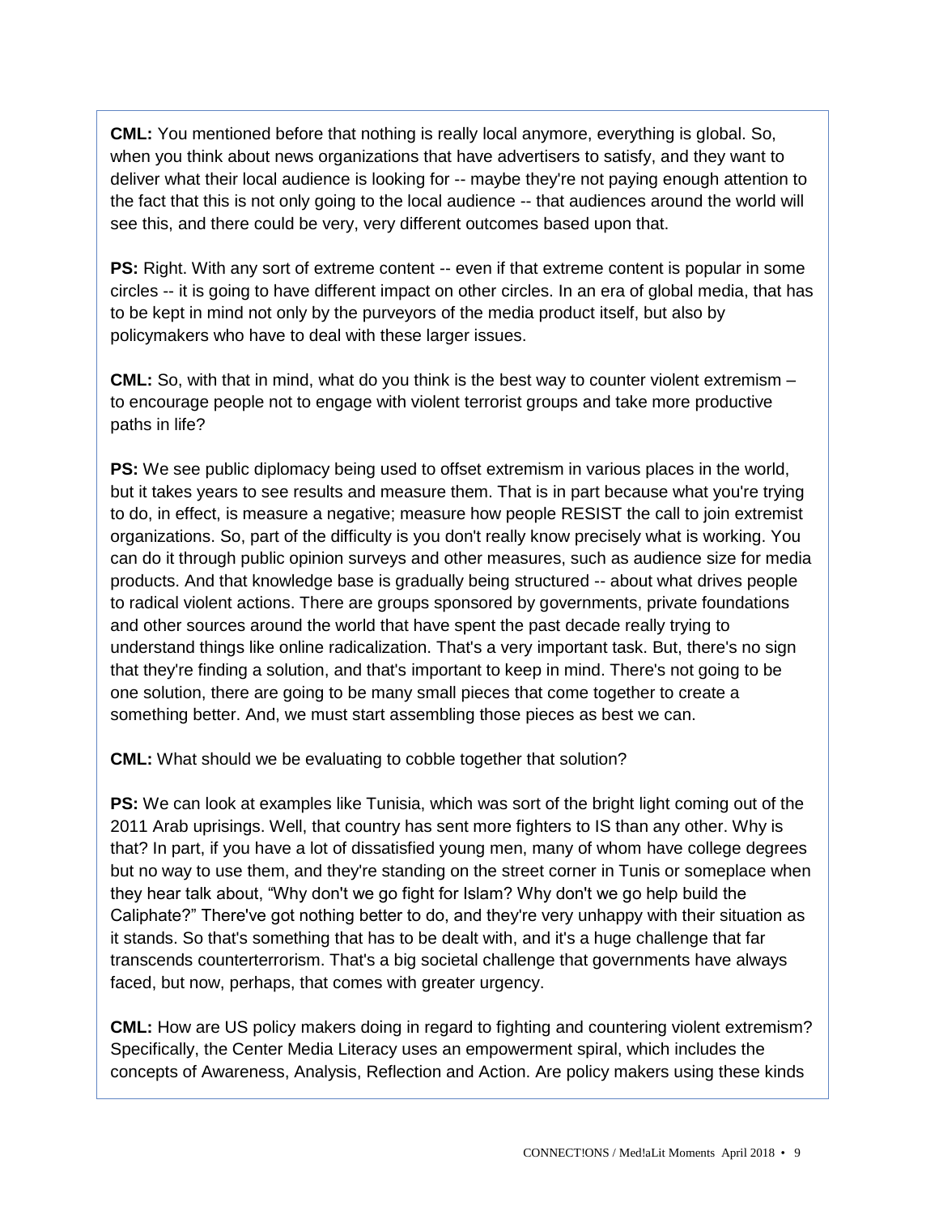**CML:** You mentioned before that nothing is really local anymore, everything is global. So, when you think about news organizations that have advertisers to satisfy, and they want to deliver what their local audience is looking for -- maybe they're not paying enough attention to the fact that this is not only going to the local audience -- that audiences around the world will see this, and there could be very, very different outcomes based upon that.

**PS:** Right. With any sort of extreme content -- even if that extreme content is popular in some circles -- it is going to have different impact on other circles. In an era of global media, that has to be kept in mind not only by the purveyors of the media product itself, but also by policymakers who have to deal with these larger issues.

**CML:** So, with that in mind, what do you think is the best way to counter violent extremism – to encourage people not to engage with violent terrorist groups and take more productive paths in life?

**PS:** We see public diplomacy being used to offset extremism in various places in the world, but it takes years to see results and measure them. That is in part because what you're trying to do, in effect, is measure a negative; measure how people RESIST the call to join extremist organizations. So, part of the difficulty is you don't really know precisely what is working. You can do it through public opinion surveys and other measures, such as audience size for media products. And that knowledge base is gradually being structured -- about what drives people to radical violent actions. There are groups sponsored by governments, private foundations and other sources around the world that have spent the past decade really trying to understand things like online radicalization. That's a very important task. But, there's no sign that they're finding a solution, and that's important to keep in mind. There's not going to be one solution, there are going to be many small pieces that come together to create a something better. And, we must start assembling those pieces as best we can.

**CML:** What should we be evaluating to cobble together that solution?

**PS:** We can look at examples like Tunisia, which was sort of the bright light coming out of the 2011 Arab uprisings. Well, that country has sent more fighters to IS than any other. Why is that? In part, if you have a lot of dissatisfied young men, many of whom have college degrees but no way to use them, and they're standing on the street corner in Tunis or someplace when they hear talk about, "Why don't we go fight for Islam? Why don't we go help build the Caliphate?" There've got nothing better to do, and they're very unhappy with their situation as it stands. So that's something that has to be dealt with, and it's a huge challenge that far transcends counterterrorism. That's a big societal challenge that governments have always faced, but now, perhaps, that comes with greater urgency.

**CML:** How are US policy makers doing in regard to fighting and countering violent extremism? Specifically, the Center Media Literacy uses an empowerment spiral, which includes the concepts of Awareness, Analysis, Reflection and Action. Are policy makers using these kinds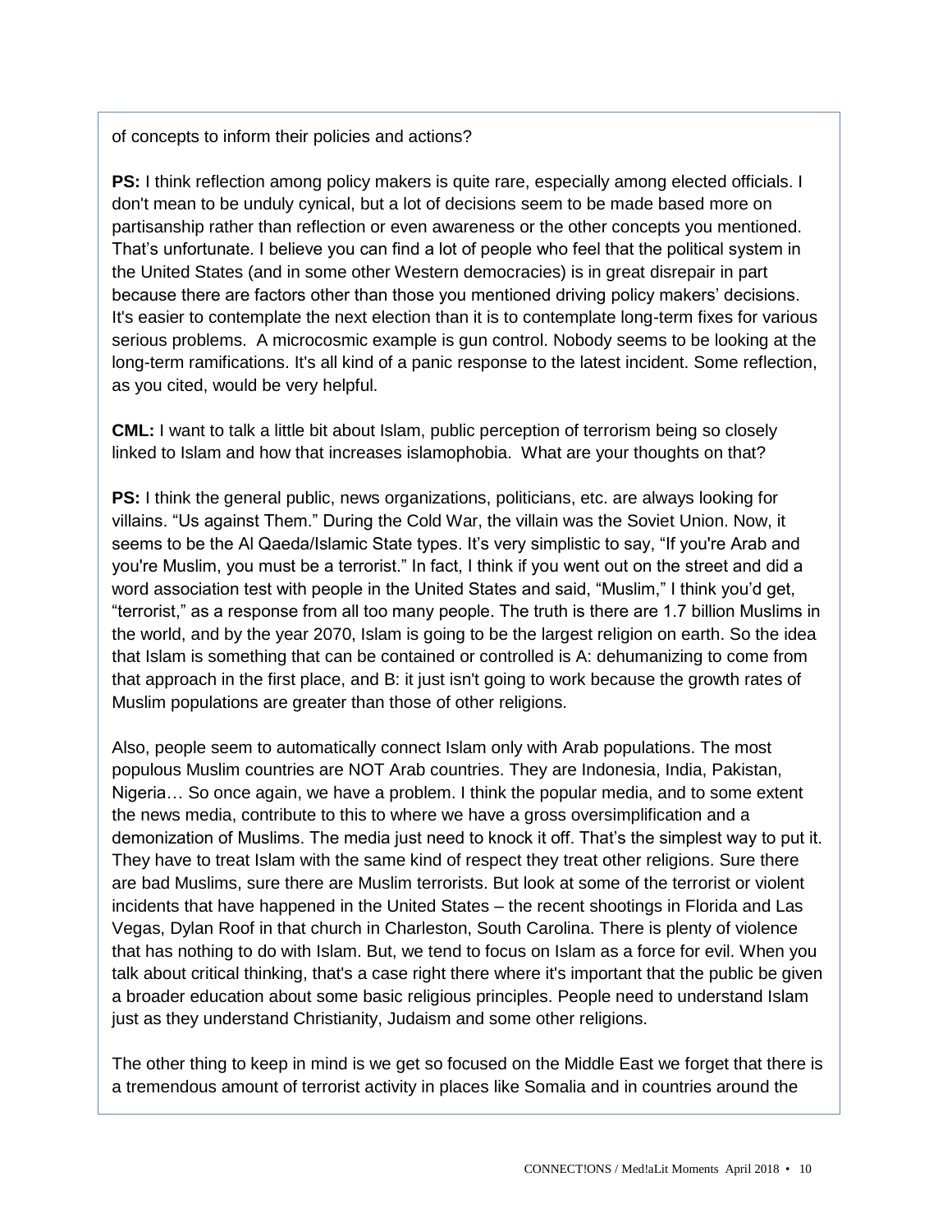of concepts to inform their policies and actions?

**PS:** I think reflection among policy makers is quite rare, especially among elected officials. I don't mean to be unduly cynical, but a lot of decisions seem to be made based more on partisanship rather than reflection or even awareness or the other concepts you mentioned. That's unfortunate. I believe you can find a lot of people who feel that the political system in the United States (and in some other Western democracies) is in great disrepair in part because there are factors other than those you mentioned driving policy makers' decisions. It's easier to contemplate the next election than it is to contemplate long-term fixes for various serious problems. A microcosmic example is gun control. Nobody seems to be looking at the long-term ramifications. It's all kind of a panic response to the latest incident. Some reflection, as you cited, would be very helpful.

**CML:** I want to talk a little bit about Islam, public perception of terrorism being so closely linked to Islam and how that increases islamophobia. What are your thoughts on that?

**PS:** I think the general public, news organizations, politicians, etc. are always looking for villains. "Us against Them." During the Cold War, the villain was the Soviet Union. Now, it seems to be the Al Qaeda/Islamic State types. It's very simplistic to say, "If you're Arab and you're Muslim, you must be a terrorist." In fact, I think if you went out on the street and did a word association test with people in the United States and said, "Muslim," I think you'd get, "terrorist," as a response from all too many people. The truth is there are 1.7 billion Muslims in the world, and by the year 2070, Islam is going to be the largest religion on earth. So the idea that Islam is something that can be contained or controlled is A: dehumanizing to come from that approach in the first place, and B: it just isn't going to work because the growth rates of Muslim populations are greater than those of other religions.

Also, people seem to automatically connect Islam only with Arab populations. The most populous Muslim countries are NOT Arab countries. They are Indonesia, India, Pakistan, Nigeria… So once again, we have a problem. I think the popular media, and to some extent the news media, contribute to this to where we have a gross oversimplification and a demonization of Muslims. The media just need to knock it off. That's the simplest way to put it. They have to treat Islam with the same kind of respect they treat other religions. Sure there are bad Muslims, sure there are Muslim terrorists. But look at some of the terrorist or violent incidents that have happened in the United States – the recent shootings in Florida and Las Vegas, Dylan Roof in that church in Charleston, South Carolina. There is plenty of violence that has nothing to do with Islam. But, we tend to focus on Islam as a force for evil. When you talk about critical thinking, that's a case right there where it's important that the public be given a broader education about some basic religious principles. People need to understand Islam just as they understand Christianity, Judaism and some other religions.

The other thing to keep in mind is we get so focused on the Middle East we forget that there is a tremendous amount of terrorist activity in places like Somalia and in countries around the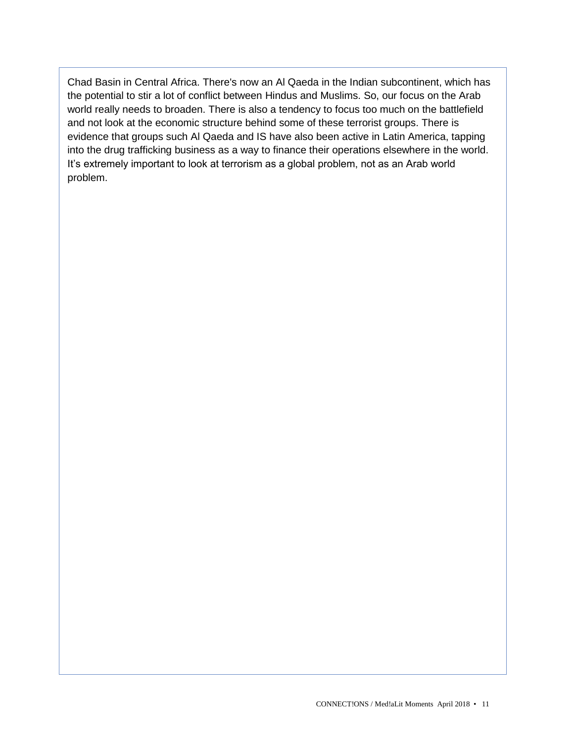Chad Basin in Central Africa. There's now an Al Qaeda in the Indian subcontinent, which has the potential to stir a lot of conflict between Hindus and Muslims. So, our focus on the Arab world really needs to broaden. There is also a tendency to focus too much on the battlefield and not look at the economic structure behind some of these terrorist groups. There is evidence that groups such Al Qaeda and IS have also been active in Latin America, tapping into the drug trafficking business as a way to finance their operations elsewhere in the world. It's extremely important to look at terrorism as a global problem, not as an Arab world problem.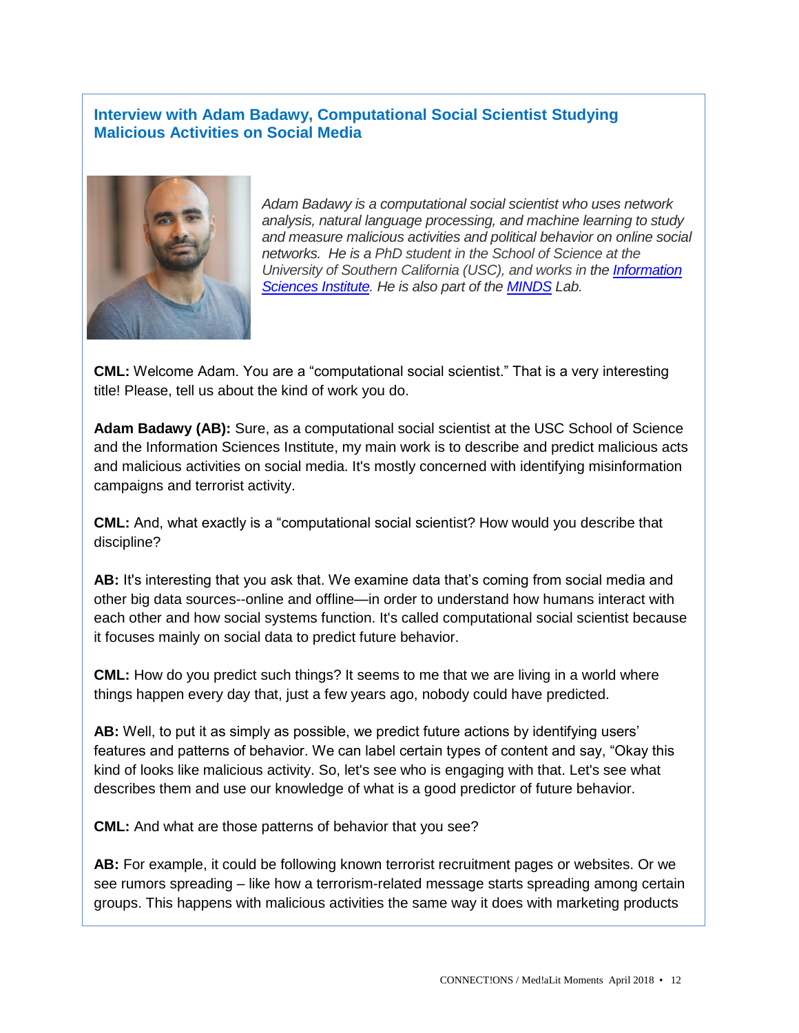## Interview with Adam Badawy, Computational Social Scientist Studying Malicious Activities on Social Media

*Adam Badawy is a computational social scientist who uses network analysis, natural language processing, and machine learning to study and measure malicious activities and political behavior on online social networks. He is a PhD student in the School of Science at the University of Southern California (USC), and works in the [Information Sciences Institute](). He is also part of the [MINDS]() Lab.*

**CML:** Welcome Adam. You are a "computational social scientist." That is a very interesting title! Please, tell us about the kind of work you do.

**Adam Badawy (AB):** Sure, as a computational social scientist at the USC School of Science and the Information Sciences Institute, my main work is to describe and predict malicious acts and malicious activities on social media. It's mostly concerned with identifying misinformation campaigns and terrorist activity.

**CML:** And, what exactly is a "computational social scientist? How would you describe that discipline?

**AB:** It's interesting that you ask that. We examine data that's coming from social media and other big data sources--online and offline—in order to understand how humans interact with each other and how social systems function. It's called computational social scientist because it focuses mainly on social data to predict future behavior.

**CML:** How do you predict such things? It seems to me that we are living in a world where things happen every day that, just a few years ago, nobody could have predicted.

**AB:** Well, to put it as simply as possible, we predict future actions by identifying users' features and patterns of behavior. We can label certain types of content and say, "Okay this kind of looks like malicious activity. So, let's see who is engaging with that. Let's see what describes them and use our knowledge of what is a good predictor of future behavior.

**CML:** And what are those patterns of behavior that you see?

**AB:** For example, it could be following known terrorist recruitment pages or websites. Or we see rumors spreading – like how a terrorism-related message starts spreading among certain groups. This happens with malicious activities the same way it does with marketing products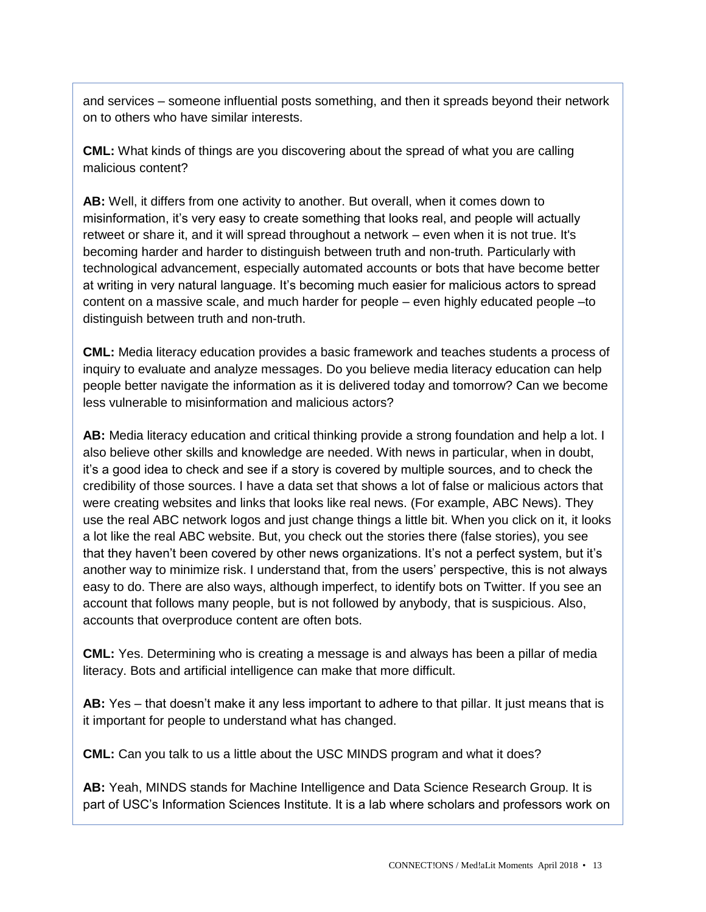and services – someone influential posts something, and then it spreads beyond their network on to others who have similar interests.

**CML:** What kinds of things are you discovering about the spread of what you are calling malicious content?

**AB:** Well, it differs from one activity to another. But overall, when it comes down to misinformation, it's very easy to create something that looks real, and people will actually retweet or share it, and it will spread throughout a network – even when it is not true. It's becoming harder and harder to distinguish between truth and non-truth. Particularly with technological advancement, especially automated accounts or bots that have become better at writing in very natural language. It's becoming much easier for malicious actors to spread content on a massive scale, and much harder for people – even highly educated people –to distinguish between truth and non-truth.

**CML:** Media literacy education provides a basic framework and teaches students a process of inquiry to evaluate and analyze messages. Do you believe media literacy education can help people better navigate the information as it is delivered today and tomorrow? Can we become less vulnerable to misinformation and malicious actors?

**AB:** Media literacy education and critical thinking provide a strong foundation and help a lot. I also believe other skills and knowledge are needed. With news in particular, when in doubt, it's a good idea to check and see if a story is covered by multiple sources, and to check the credibility of those sources. I have a data set that shows a lot of false or malicious actors that were creating websites and links that looks like real news. (For example, ABC News). They use the real ABC network logos and just change things a little bit. When you click on it, it looks a lot like the real ABC website. But, you check out the stories there (false stories), you see that they haven't been covered by other news organizations. It's not a perfect system, but it's another way to minimize risk. I understand that, from the users' perspective, this is not always easy to do. There are also ways, although imperfect, to identify bots on Twitter. If you see an account that follows many people, but is not followed by anybody, that is suspicious. Also, accounts that overproduce content are often bots.

**CML:** Yes. Determining who is creating a message is and always has been a pillar of media literacy. Bots and artificial intelligence can make that more difficult.

**AB:** Yes – that doesn't make it any less important to adhere to that pillar. It just means that is it important for people to understand what has changed.

**CML:** Can you talk to us a little about the USC MINDS program and what it does?

**AB:** Yeah, MINDS stands for Machine Intelligence and Data Science Research Group. It is part of USC's Information Sciences Institute. It is a lab where scholars and professors work on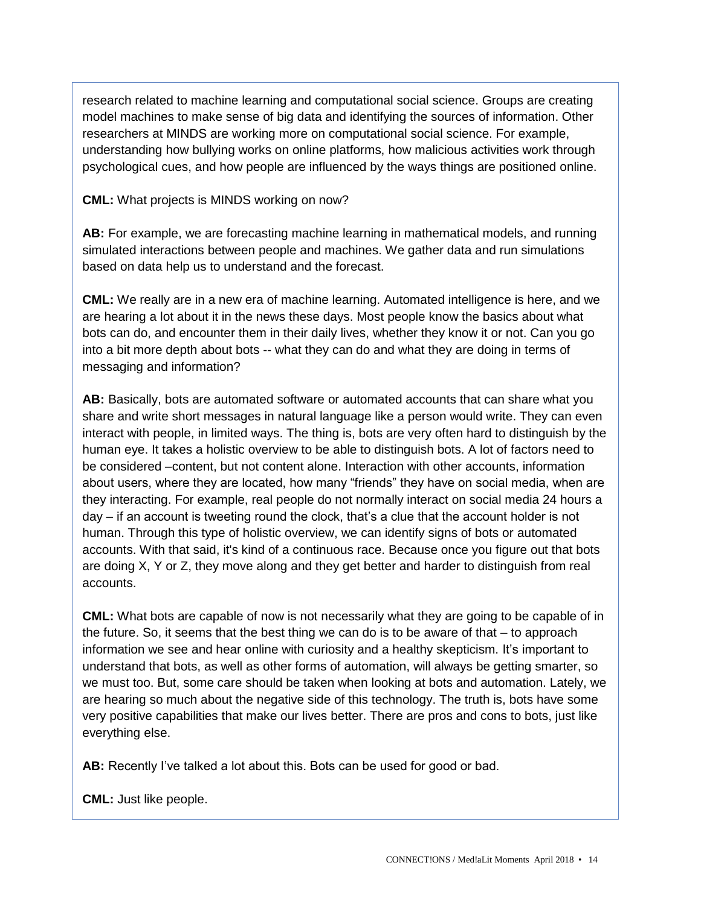research related to machine learning and computational social science. Groups are creating model machines to make sense of big data and identifying the sources of information. Other researchers at MINDS are working more on computational social science. For example, understanding how bullying works on online platforms, how malicious activities work through psychological cues, and how people are influenced by the ways things are positioned online.

**CML:** What projects is MINDS working on now?

**AB:** For example, we are forecasting machine learning in mathematical models, and running simulated interactions between people and machines. We gather data and run simulations based on data help us to understand and the forecast.

**CML:** We really are in a new era of machine learning. Automated intelligence is here, and we are hearing a lot about it in the news these days. Most people know the basics about what bots can do, and encounter them in their daily lives, whether they know it or not. Can you go into a bit more depth about bots -- what they can do and what they are doing in terms of messaging and information?

**AB:** Basically, bots are automated software or automated accounts that can share what you share and write short messages in natural language like a person would write. They can even interact with people, in limited ways. The thing is, bots are very often hard to distinguish by the human eye. It takes a holistic overview to be able to distinguish bots. A lot of factors need to be considered –content, but not content alone. Interaction with other accounts, information about users, where they are located, how many "friends" they have on social media, when are they interacting. For example, real people do not normally interact on social media 24 hours a day – if an account is tweeting round the clock, that's a clue that the account holder is not human. Through this type of holistic overview, we can identify signs of bots or automated accounts. With that said, it's kind of a continuous race. Because once you figure out that bots are doing X, Y or Z, they move along and they get better and harder to distinguish from real accounts.

**CML:** What bots are capable of now is not necessarily what they are going to be capable of in the future. So, it seems that the best thing we can do is to be aware of that – to approach information we see and hear online with curiosity and a healthy skepticism. It's important to understand that bots, as well as other forms of automation, will always be getting smarter, so we must too. But, some care should be taken when looking at bots and automation. Lately, we are hearing so much about the negative side of this technology. The truth is, bots have some very positive capabilities that make our lives better. There are pros and cons to bots, just like everything else.

**AB:** Recently I've talked a lot about this. Bots can be used for good or bad.

**CML:** Just like people.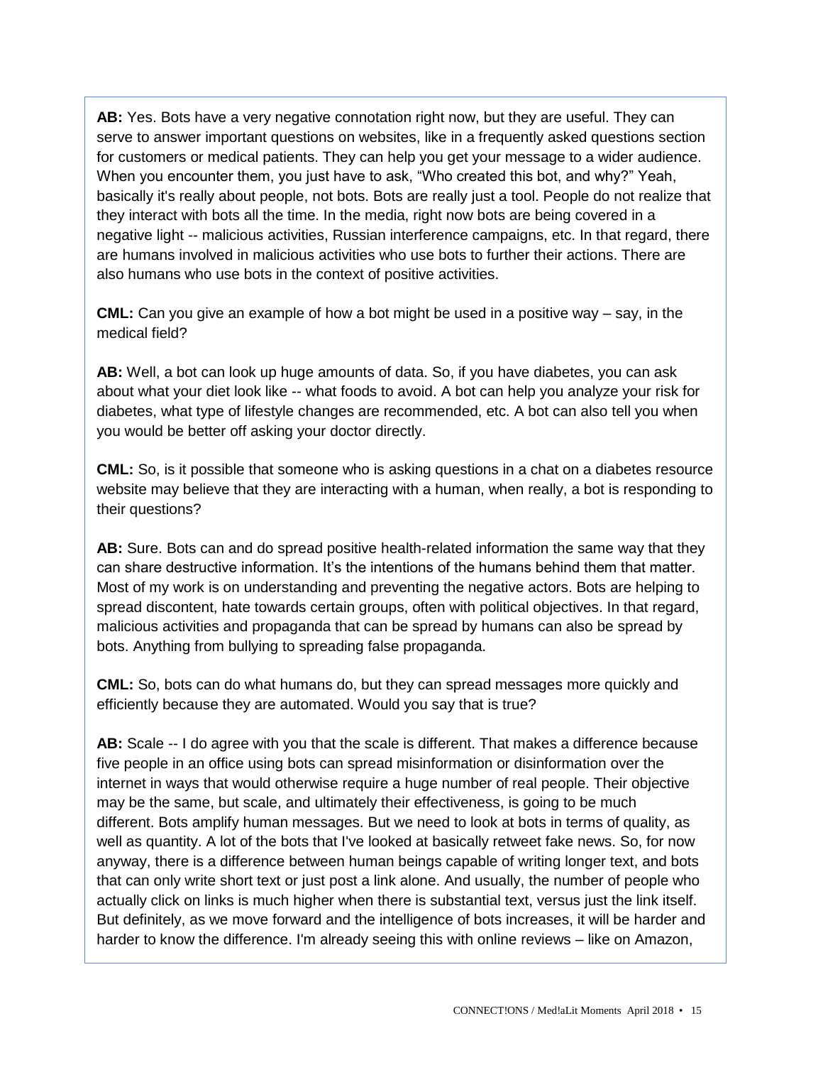**AB:** Yes. Bots have a very negative connotation right now, but they are useful. They can serve to answer important questions on websites, like in a frequently asked questions section for customers or medical patients. They can help you get your message to a wider audience. When you encounter them, you just have to ask, "Who created this bot, and why?" Yeah, basically it's really about people, not bots. Bots are really just a tool. People do not realize that they interact with bots all the time. In the media, right now bots are being covered in a negative light -- malicious activities, Russian interference campaigns, etc. In that regard, there are humans involved in malicious activities who use bots to further their actions. There are also humans who use bots in the context of positive activities.

**CML:** Can you give an example of how a bot might be used in a positive way – say, in the medical field?

**AB:** Well, a bot can look up huge amounts of data. So, if you have diabetes, you can ask about what your diet look like -- what foods to avoid. A bot can help you analyze your risk for diabetes, what type of lifestyle changes are recommended, etc. A bot can also tell you when you would be better off asking your doctor directly.

**CML:** So, is it possible that someone who is asking questions in a chat on a diabetes resource website may believe that they are interacting with a human, when really, a bot is responding to their questions?

**AB:** Sure. Bots can and do spread positive health-related information the same way that they can share destructive information. It's the intentions of the humans behind them that matter. Most of my work is on understanding and preventing the negative actors. Bots are helping to spread discontent, hate towards certain groups, often with political objectives. In that regard, malicious activities and propaganda that can be spread by humans can also be spread by bots. Anything from bullying to spreading false propaganda.

**CML:** So, bots can do what humans do, but they can spread messages more quickly and efficiently because they are automated. Would you say that is true?

**AB:** Scale -- I do agree with you that the scale is different. That makes a difference because five people in an office using bots can spread misinformation or disinformation over the internet in ways that would otherwise require a huge number of real people. Their objective may be the same, but scale, and ultimately their effectiveness, is going to be much different. Bots amplify human messages. But we need to look at bots in terms of quality, as well as quantity. A lot of the bots that I've looked at basically retweet fake news. So, for now anyway, there is a difference between human beings capable of writing longer text, and bots that can only write short text or just post a link alone. And usually, the number of people who actually click on links is much higher when there is substantial text, versus just the link itself. But definitely, as we move forward and the intelligence of bots increases, it will be harder and harder to know the difference. I'm already seeing this with online reviews – like on Amazon,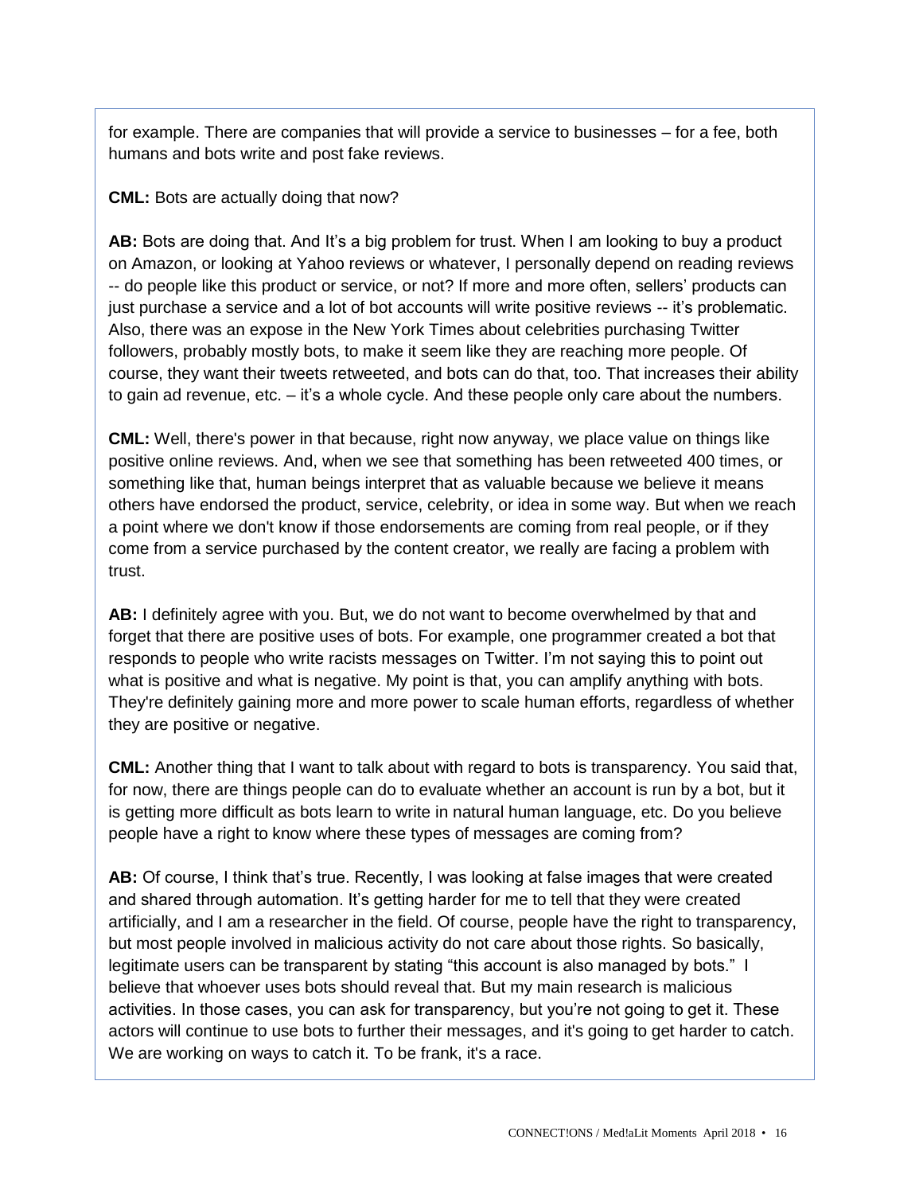for example. There are companies that will provide a service to businesses – for a fee, both humans and bots write and post fake reviews.

**CML:** Bots are actually doing that now?

**AB:** Bots are doing that. And It's a big problem for trust. When I am looking to buy a product on Amazon, or looking at Yahoo reviews or whatever, I personally depend on reading reviews -- do people like this product or service, or not? If more and more often, sellers' products can just purchase a service and a lot of bot accounts will write positive reviews -- it's problematic. Also, there was an expose in the New York Times about celebrities purchasing Twitter followers, probably mostly bots, to make it seem like they are reaching more people. Of course, they want their tweets retweeted, and bots can do that, too. That increases their ability to gain ad revenue, etc. – it's a whole cycle. And these people only care about the numbers.

**CML:** Well, there's power in that because, right now anyway, we place value on things like positive online reviews. And, when we see that something has been retweeted 400 times, or something like that, human beings interpret that as valuable because we believe it means others have endorsed the product, service, celebrity, or idea in some way. But when we reach a point where we don't know if those endorsements are coming from real people, or if they come from a service purchased by the content creator, we really are facing a problem with trust.

**AB:** I definitely agree with you. But, we do not want to become overwhelmed by that and forget that there are positive uses of bots. For example, one programmer created a bot that responds to people who write racists messages on Twitter. I'm not saying this to point out what is positive and what is negative. My point is that, you can amplify anything with bots. They're definitely gaining more and more power to scale human efforts, regardless of whether they are positive or negative.

**CML:** Another thing that I want to talk about with regard to bots is transparency. You said that, for now, there are things people can do to evaluate whether an account is run by a bot, but it is getting more difficult as bots learn to write in natural human language, etc. Do you believe people have a right to know where these types of messages are coming from?

**AB:** Of course, I think that's true. Recently, I was looking at false images that were created and shared through automation. It's getting harder for me to tell that they were created artificially, and I am a researcher in the field. Of course, people have the right to transparency, but most people involved in malicious activity do not care about those rights. So basically, legitimate users can be transparent by stating "this account is also managed by bots." I believe that whoever uses bots should reveal that. But my main research is malicious activities. In those cases, you can ask for transparency, but you're not going to get it. These actors will continue to use bots to further their messages, and it's going to get harder to catch. We are working on ways to catch it. To be frank, it's a race.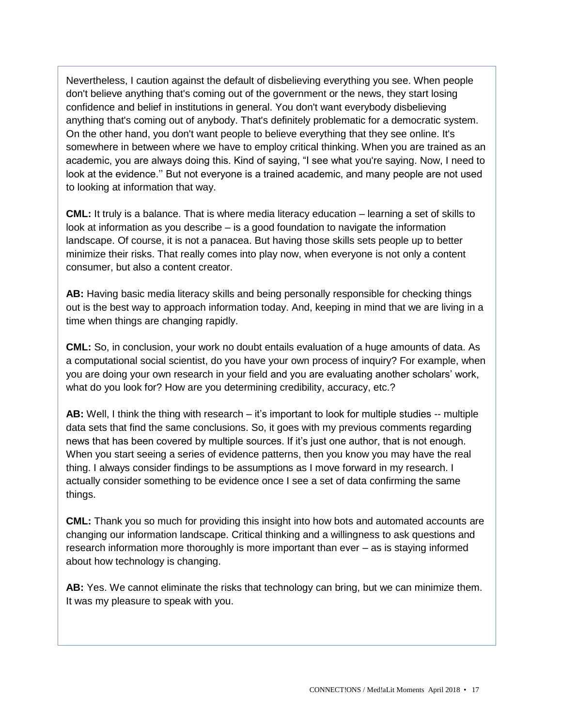Nevertheless, I caution against the default of disbelieving everything you see. When people don't believe anything that's coming out of the government or the news, they start losing confidence and belief in institutions in general. You don't want everybody disbelieving anything that's coming out of anybody. That's definitely problematic for a democratic system. On the other hand, you don't want people to believe everything that they see online. It's somewhere in between where we have to employ critical thinking. When you are trained as an academic, you are always doing this. Kind of saying, "I see what you're saying. Now, I need to look at the evidence.'' But not everyone is a trained academic, and many people are not used to looking at information that way.

**CML:** It truly is a balance. That is where media literacy education – learning a set of skills to look at information as you describe – is a good foundation to navigate the information landscape. Of course, it is not a panacea. But having those skills sets people up to better minimize their risks. That really comes into play now, when everyone is not only a content consumer, but also a content creator.

**AB:** Having basic media literacy skills and being personally responsible for checking things out is the best way to approach information today. And, keeping in mind that we are living in a time when things are changing rapidly.

**CML:** So, in conclusion, your work no doubt entails evaluation of a huge amounts of data. As a computational social scientist, do you have your own process of inquiry? For example, when you are doing your own research in your field and you are evaluating another scholars' work, what do you look for? How are you determining credibility, accuracy, etc.?

**AB:** Well, I think the thing with research – it's important to look for multiple studies -- multiple data sets that find the same conclusions. So, it goes with my previous comments regarding news that has been covered by multiple sources. If it's just one author, that is not enough. When you start seeing a series of evidence patterns, then you know you may have the real thing. I always consider findings to be assumptions as I move forward in my research. I actually consider something to be evidence once I see a set of data confirming the same things.

**CML:** Thank you so much for providing this insight into how bots and automated accounts are changing our information landscape. Critical thinking and a willingness to ask questions and research information more thoroughly is more important than ever – as is staying informed about how technology is changing.

**AB:** Yes. We cannot eliminate the risks that technology can bring, but we can minimize them. It was my pleasure to speak with you.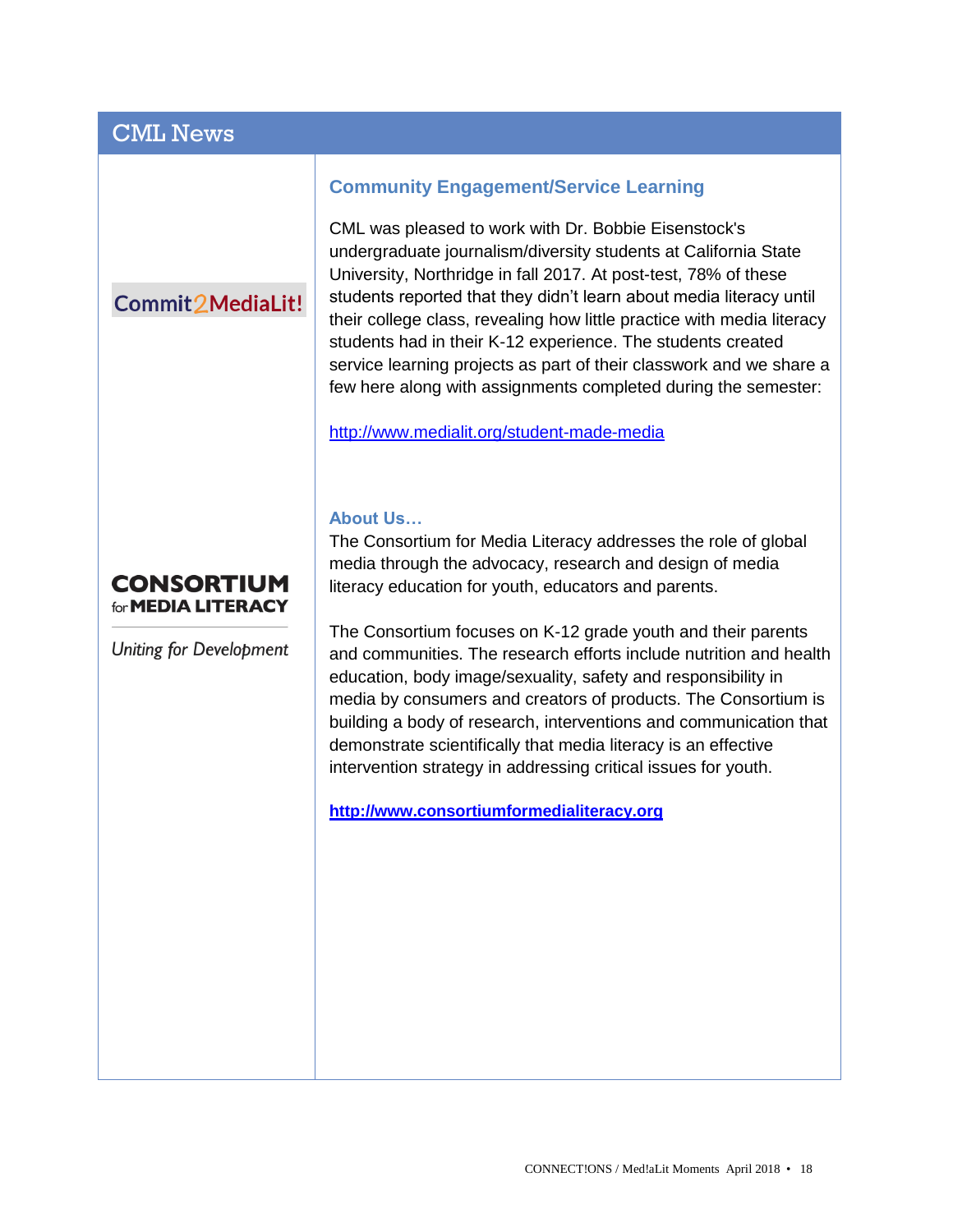## CML News

Commit2MediaLit!

### Community Engagement/Service Learning

CML was pleased to work with Dr. Bobbie Eisenstock's undergraduate journalism/diversity students at California State University, Northridge in fall 2017. At post-test, 78% of these students reported that they didn't learn about media literacy until their college class, revealing how little practice with media literacy students had in their K-12 experience. The students created service learning projects as part of their classwork and we share a few here along with assignments completed during the semester:

http://www.medialit.org/student-made-media

CONSORTIUM for MEDIA LITERACY

*Uniting for Development*

### About Us…

The Consortium for Media Literacy addresses the role of global media through the advocacy, research and design of media literacy education for youth, educators and parents.

The Consortium focuses on K-12 grade youth and their parents and communities. The research efforts include nutrition and health education, body image/sexuality, safety and responsibility in media by consumers and creators of products. The Consortium is building a body of research, interventions and communication that demonstrate scientifically that media literacy is an effective intervention strategy in addressing critical issues for youth.

**http://www.consortiumformedialiteracy.org**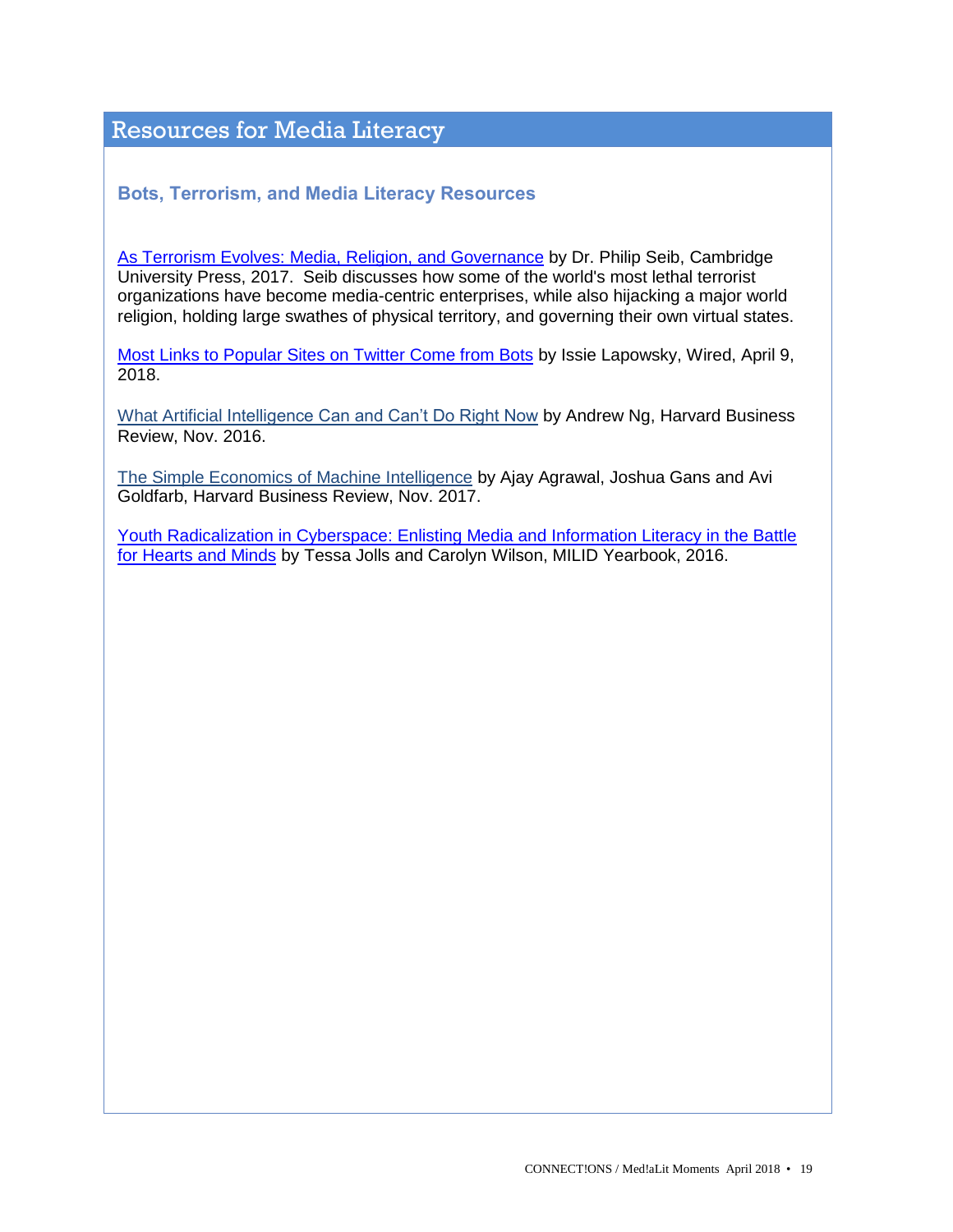# Resources for Media Literacy

## Bots, Terrorism, and Media Literacy Resources

As Terrorism Evolves: Media, Religion, and Governance by Dr. Philip Seib, Cambridge University Press, 2017. Seib discusses how some of the world's most lethal terrorist organizations have become media-centric enterprises, while also hijacking a major world religion, holding large swathes of physical territory, and governing their own virtual states.

Most Links to Popular Sites on Twitter Come from Bots by Issie Lapowsky, Wired, April 9, 2018.

What Artificial Intelligence Can and Can't Do Right Now by Andrew Ng, Harvard Business Review, Nov. 2016.

The Simple Economics of Machine Intelligence by Ajay Agrawal, Joshua Gans and Avi Goldfarb, Harvard Business Review, Nov. 2017.

Youth Radicalization in Cyberspace: Enlisting Media and Information Literacy in the Battle for Hearts and Minds by Tessa Jolls and Carolyn Wilson, MILID Yearbook, 2016.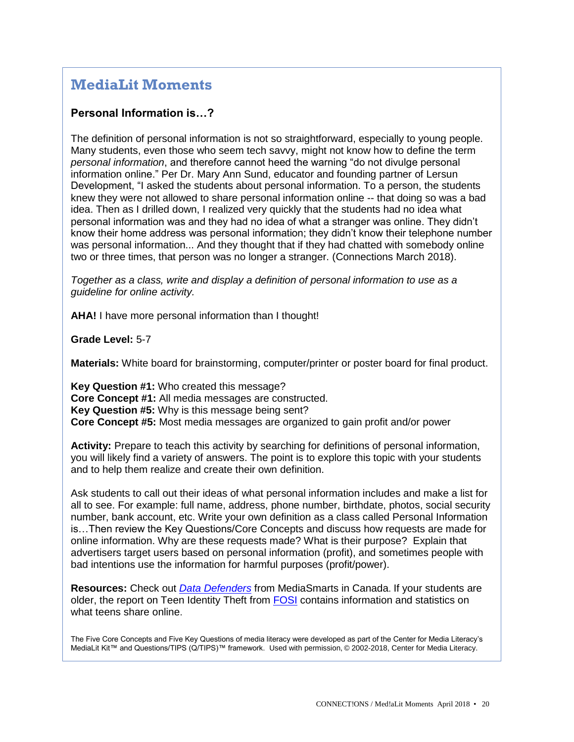## MediaLit Moments

### Personal Information is…?

The definition of personal information is not so straightforward, especially to young people. Many students, even those who seem tech savvy, might not know how to define the term *personal information*, and therefore cannot heed the warning "do not divulge personal information online." Per Dr. Mary Ann Sund, educator and founding partner of Lersun Development, "I asked the students about personal information. To a person, the students knew they were not allowed to share personal information online -- that doing so was a bad idea. Then as I drilled down, I realized very quickly that the students had no idea what personal information was and they had no idea of what a stranger was online. They didn't know their home address was personal information; they didn't know their telephone number was personal information... And they thought that if they had chatted with somebody online two or three times, that person was no longer a stranger. (Connections March 2018).

*Together as a class, write and display a definition of personal information to use as a guideline for online activity.*

**AHA!** I have more personal information than I thought!

**Grade Level:** 5-7

**Materials:** White board for brainstorming, computer/printer or poster board for final product.

**Key Question #1:** Who created this message?
**Core Concept #1:** All media messages are constructed.
**Key Question #5:** Why is this message being sent?
**Core Concept #5:** Most media messages are organized to gain profit and/or power

**Activity:** Prepare to teach this activity by searching for definitions of personal information, you will likely find a variety of answers. The point is to explore this topic with your students and to help them realize and create their own definition.

Ask students to call out their ideas of what personal information includes and make a list for all to see. For example: full name, address, phone number, birthdate, photos, social security number, bank account, etc. Write your own definition as a class called Personal Information is…Then review the Key Questions/Core Concepts and discuss how requests are made for online information. Why are these requests made? What is their purpose? Explain that advertisers target users based on personal information (profit), and sometimes people with bad intentions use the information for harmful purposes (profit/power).

**Resources:** Check out *Data Defenders* from MediaSmarts in Canada. If your students are older, the report on Teen Identity Theft from FOSI contains information and statistics on what teens share online.

The Five Core Concepts and Five Key Questions of media literacy were developed as part of the Center for Media Literacy's MediaLit Kit™ and Questions/TIPS (Q/TIPS)™ framework. Used with permission, © 2002-2018, Center for Media Literacy.